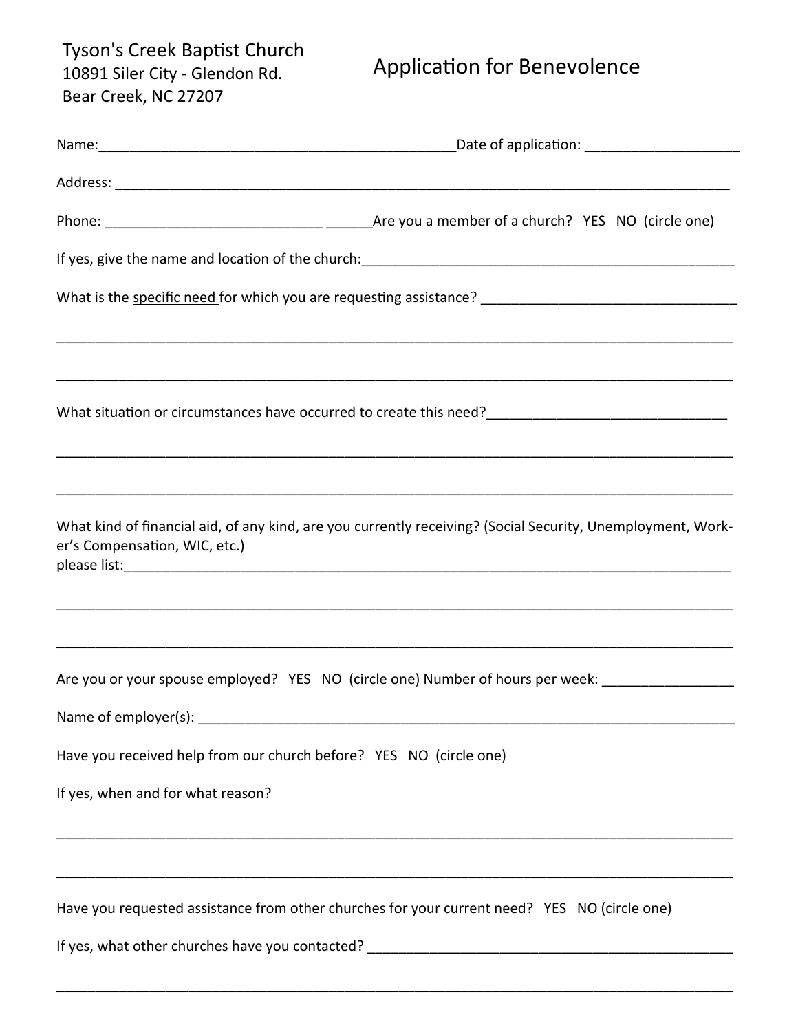Tyson's Creek Baptist Church
10891 Siler City - Glendon Rd.
Bear Creek, NC 27207

# Application for Benevolence

Name:_______________________________________________Date of application: ____________________

Address: ________________________________________________________________________________

Phone: ____________________________ ______Are you a member of a church? YES NO (circle one)

If yes, give the name and location of the church:__________________________________________________

What is the <u>specific need</u> for which you are requesting assistance? __________________________________

__________________________________________________________________________________________

__________________________________________________________________________________________

What situation or circumstances have occurred to create this need?_______________________________

__________________________________________________________________________________________

__________________________________________________________________________________________

What kind of financial aid, of any kind, are you currently receiving? (Social Security, Unemployment, Worker's Compensation, WIC, etc.)
please list:__________________________________________________________________________________

__________________________________________________________________________________________

__________________________________________________________________________________________

Are you or your spouse employed? YES NO (circle one) Number of hours per week: _________________

Name of employer(s): ____________________________________________________________________

Have you received help from our church before? YES NO (circle one)

If yes, when and for what reason?

__________________________________________________________________________________________

__________________________________________________________________________________________

Have you requested assistance from other churches for your current need? YES NO (circle one)

If yes, what other churches have you contacted? ________________________________________________

__________________________________________________________________________________________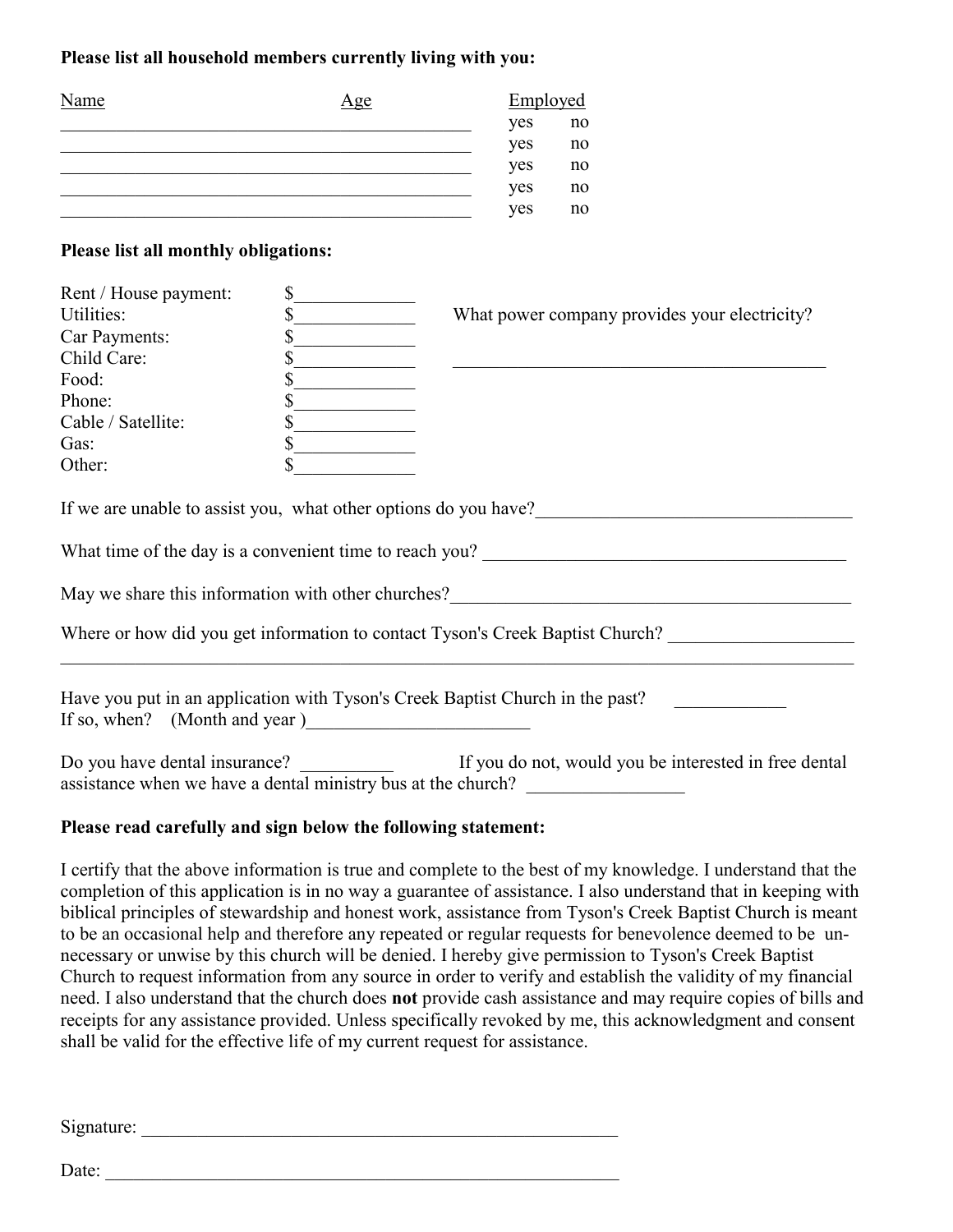**Please list all household members currently living with you:**

| Name | Age | Employed |
|---|---|---|
| | | yes no |
| | | yes no |
| | | yes no |
| | | yes no |
| | | yes no |

**Please list all monthly obligations:**

| | |
|---|---|
| Rent / House payment: | $_____________ |
| Utilities: | $_____________ |
| Car Payments: | $_____________ |
| Child Care: | $_____________ |
| Food: | $_____________ |
| Phone: | $_____________ |
| Cable / Satellite: | $_____________ |
| Gas: | $_____________ |
| Other: | $_____________ |

What power company provides your electricity?

___________________________________________

If we are unable to assist you, what other options do you have?___________________________________

What time of the day is a convenient time to reach you? ________________________________________

May we share this information with other churches?____________________________________________

Where or how did you get information to contact Tyson's Creek Baptist Church? ___________________

_____________________________________________________________________________________

Have you put in an application with Tyson's Creek Baptist Church in the past? ____________
If so, when? (Month and year )_________________________

Do you have dental insurance? __________ If you do not, would you be interested in free dental assistance when we have a dental ministry bus at the church? _________________

**Please read carefully and sign below the following statement:**

I certify that the above information is true and complete to the best of my knowledge. I understand that the completion of this application is in no way a guarantee of assistance. I also understand that in keeping with biblical principles of stewardship and honest work, assistance from Tyson's Creek Baptist Church is meant to be an occasional help and therefore any repeated or regular requests for benevolence deemed to be un-necessary or unwise by this church will be denied. I hereby give permission to Tyson's Creek Baptist Church to request information from any source in order to verify and establish the validity of my financial need. I also understand that the church does **not** provide cash assistance and may require copies of bills and receipts for any assistance provided. Unless specifically revoked by me, this acknowledgment and consent shall be valid for the effective life of my current request for assistance.

Signature: ______________________________________________________

Date: __________________________________________________________